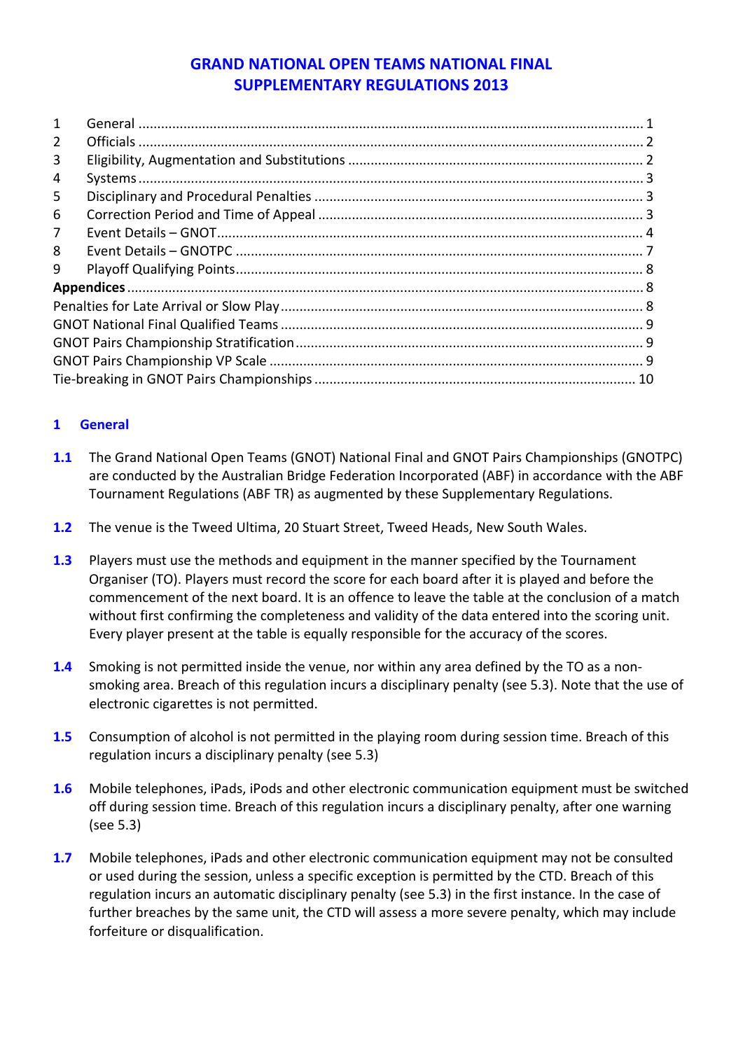# GRAND NATIONAL OPEN TEAMS NATIONAL FINAL
# SUPPLEMENTARY REGULATIONS 2013

| | | |
|---|---|---|
| 1 | General | 1 |
| 2 | Officials | 2 |
| 3 | Eligibility, Augmentation and Substitutions | 2 |
| 4 | Systems | 3 |
| 5 | Disciplinary and Procedural Penalties | 3 |
| 6 | Correction Period and Time of Appeal | 3 |
| 7 | Event Details – GNOT | 4 |
| 8 | Event Details – GNOTPC | 7 |
| 9 | Playoff Qualifying Points | 8 |
| **Appendices** | | 8 |
| Penalties for Late Arrival or Slow Play | | 8 |
| GNOT National Final Qualified Teams | | 9 |
| GNOT Pairs Championship Stratification | | 9 |
| GNOT Pairs Championship VP Scale | | 9 |
| Tie-breaking in GNOT Pairs Championships | | 10 |

## 1 General

**1.1** The Grand National Open Teams (GNOT) National Final and GNOT Pairs Championships (GNOTPC) are conducted by the Australian Bridge Federation Incorporated (ABF) in accordance with the ABF Tournament Regulations (ABF TR) as augmented by these Supplementary Regulations.

**1.2** The venue is the Tweed Ultima, 20 Stuart Street, Tweed Heads, New South Wales.

**1.3** Players must use the methods and equipment in the manner specified by the Tournament Organiser (TO). Players must record the score for each board after it is played and before the commencement of the next board. It is an offence to leave the table at the conclusion of a match without first confirming the completeness and validity of the data entered into the scoring unit. Every player present at the table is equally responsible for the accuracy of the scores.

**1.4** Smoking is not permitted inside the venue, nor within any area defined by the TO as a non-smoking area. Breach of this regulation incurs a disciplinary penalty (see 5.3). Note that the use of electronic cigarettes is not permitted.

**1.5** Consumption of alcohol is not permitted in the playing room during session time. Breach of this regulation incurs a disciplinary penalty (see 5.3)

**1.6** Mobile telephones, iPads, iPods and other electronic communication equipment must be switched off during session time. Breach of this regulation incurs a disciplinary penalty, after one warning (see 5.3)

**1.7** Mobile telephones, iPads and other electronic communication equipment may not be consulted or used during the session, unless a specific exception is permitted by the CTD. Breach of this regulation incurs an automatic disciplinary penalty (see 5.3) in the first instance. In the case of further breaches by the same unit, the CTD will assess a more severe penalty, which may include forfeiture or disqualification.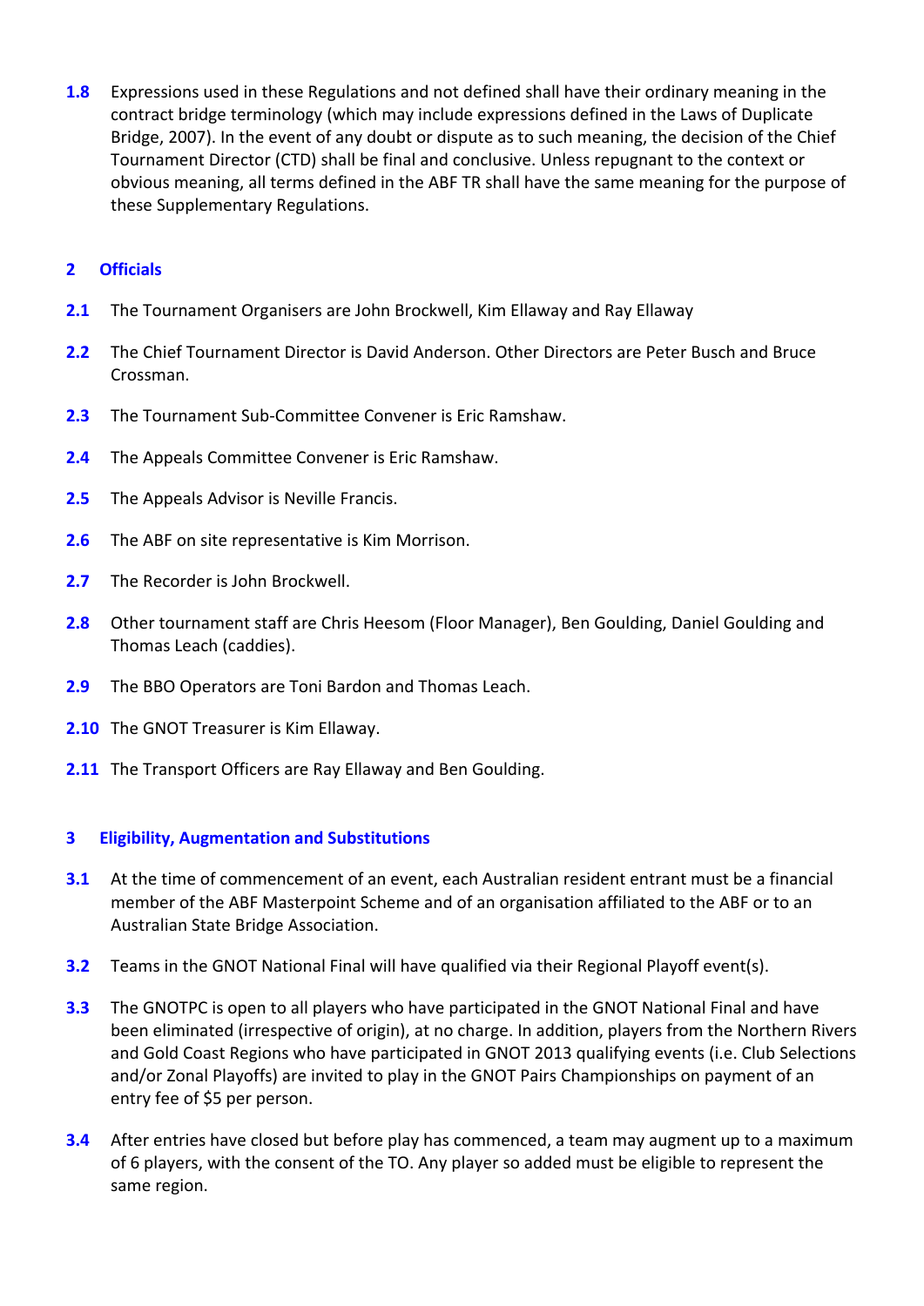**1.8** Expressions used in these Regulations and not defined shall have their ordinary meaning in the contract bridge terminology (which may include expressions defined in the Laws of Duplicate Bridge, 2007). In the event of any doubt or dispute as to such meaning, the decision of the Chief Tournament Director (CTD) shall be final and conclusive. Unless repugnant to the context or obvious meaning, all terms defined in the ABF TR shall have the same meaning for the purpose of these Supplementary Regulations.

## 2 Officials

**2.1** The Tournament Organisers are John Brockwell, Kim Ellaway and Ray Ellaway

**2.2** The Chief Tournament Director is David Anderson. Other Directors are Peter Busch and Bruce Crossman.

**2.3** The Tournament Sub-Committee Convener is Eric Ramshaw.

**2.4** The Appeals Committee Convener is Eric Ramshaw.

**2.5** The Appeals Advisor is Neville Francis.

**2.6** The ABF on site representative is Kim Morrison.

**2.7** The Recorder is John Brockwell.

**2.8** Other tournament staff are Chris Heesom (Floor Manager), Ben Goulding, Daniel Goulding and Thomas Leach (caddies).

**2.9** The BBO Operators are Toni Bardon and Thomas Leach.

**2.10** The GNOT Treasurer is Kim Ellaway.

**2.11** The Transport Officers are Ray Ellaway and Ben Goulding.

## 3 Eligibility, Augmentation and Substitutions

**3.1** At the time of commencement of an event, each Australian resident entrant must be a financial member of the ABF Masterpoint Scheme and of an organisation affiliated to the ABF or to an Australian State Bridge Association.

**3.2** Teams in the GNOT National Final will have qualified via their Regional Playoff event(s).

**3.3** The GNOTPC is open to all players who have participated in the GNOT National Final and have been eliminated (irrespective of origin), at no charge. In addition, players from the Northern Rivers and Gold Coast Regions who have participated in GNOT 2013 qualifying events (i.e. Club Selections and/or Zonal Playoffs) are invited to play in the GNOT Pairs Championships on payment of an entry fee of $5 per person.

**3.4** After entries have closed but before play has commenced, a team may augment up to a maximum of 6 players, with the consent of the TO. Any player so added must be eligible to represent the same region.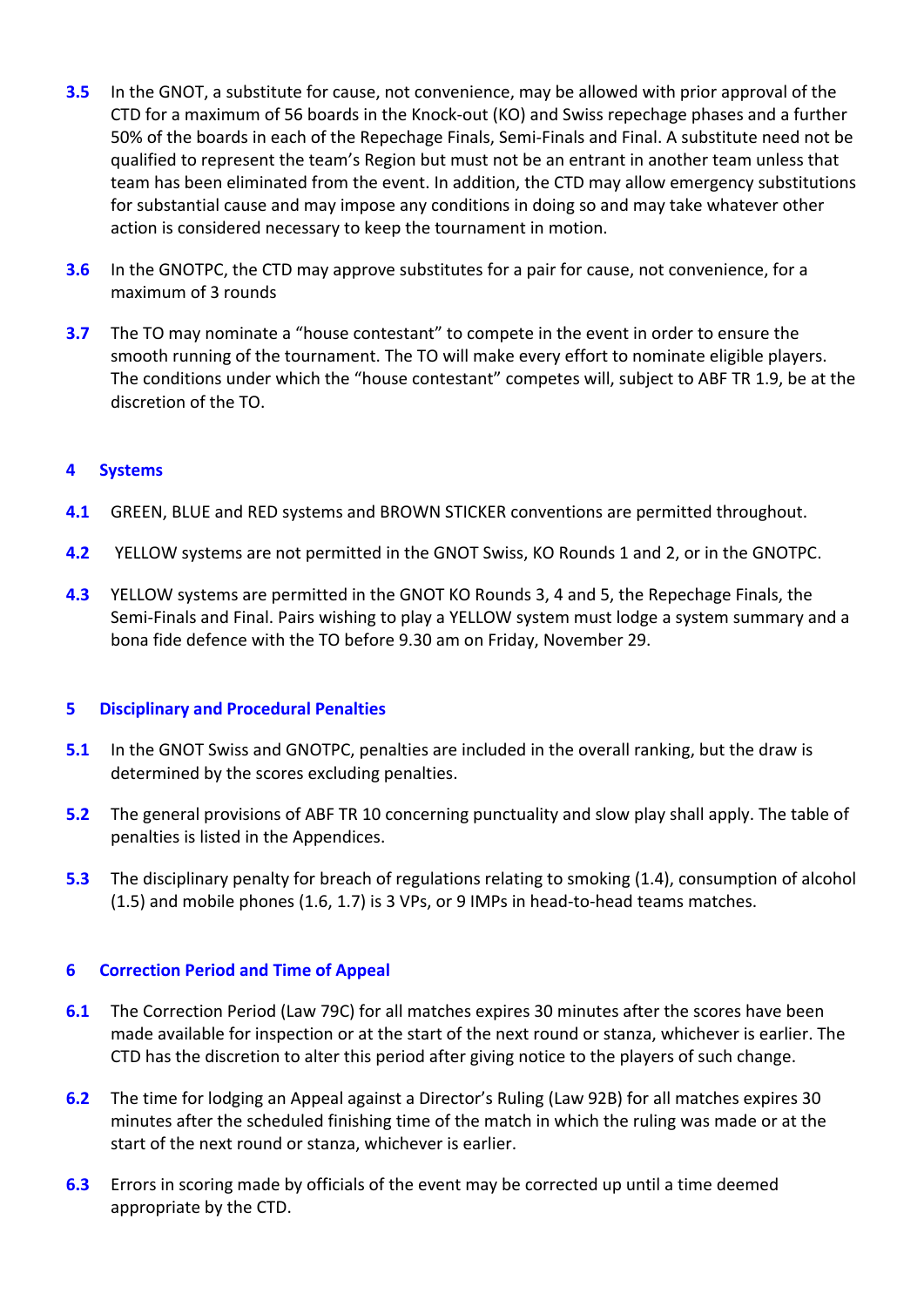**3.5** In the GNOT, a substitute for cause, not convenience, may be allowed with prior approval of the CTD for a maximum of 56 boards in the Knock-out (KO) and Swiss repechage phases and a further 50% of the boards in each of the Repechage Finals, Semi-Finals and Final. A substitute need not be qualified to represent the team's Region but must not be an entrant in another team unless that team has been eliminated from the event. In addition, the CTD may allow emergency substitutions for substantial cause and may impose any conditions in doing so and may take whatever other action is considered necessary to keep the tournament in motion.

**3.6** In the GNOTPC, the CTD may approve substitutes for a pair for cause, not convenience, for a maximum of 3 rounds

**3.7** The TO may nominate a "house contestant" to compete in the event in order to ensure the smooth running of the tournament. The TO will make every effort to nominate eligible players. The conditions under which the "house contestant" competes will, subject to ABF TR 1.9, be at the discretion of the TO.

## 4 Systems

**4.1** GREEN, BLUE and RED systems and BROWN STICKER conventions are permitted throughout.

**4.2** YELLOW systems are not permitted in the GNOT Swiss, KO Rounds 1 and 2, or in the GNOTPC.

**4.3** YELLOW systems are permitted in the GNOT KO Rounds 3, 4 and 5, the Repechage Finals, the Semi-Finals and Final. Pairs wishing to play a YELLOW system must lodge a system summary and a bona fide defence with the TO before 9.30 am on Friday, November 29.

## 5 Disciplinary and Procedural Penalties

**5.1** In the GNOT Swiss and GNOTPC, penalties are included in the overall ranking, but the draw is determined by the scores excluding penalties.

**5.2** The general provisions of ABF TR 10 concerning punctuality and slow play shall apply. The table of penalties is listed in the Appendices.

**5.3** The disciplinary penalty for breach of regulations relating to smoking (1.4), consumption of alcohol (1.5) and mobile phones (1.6, 1.7) is 3 VPs, or 9 IMPs in head-to-head teams matches.

## 6 Correction Period and Time of Appeal

**6.1** The Correction Period (Law 79C) for all matches expires 30 minutes after the scores have been made available for inspection or at the start of the next round or stanza, whichever is earlier. The CTD has the discretion to alter this period after giving notice to the players of such change.

**6.2** The time for lodging an Appeal against a Director's Ruling (Law 92B) for all matches expires 30 minutes after the scheduled finishing time of the match in which the ruling was made or at the start of the next round or stanza, whichever is earlier.

**6.3** Errors in scoring made by officials of the event may be corrected up until a time deemed appropriate by the CTD.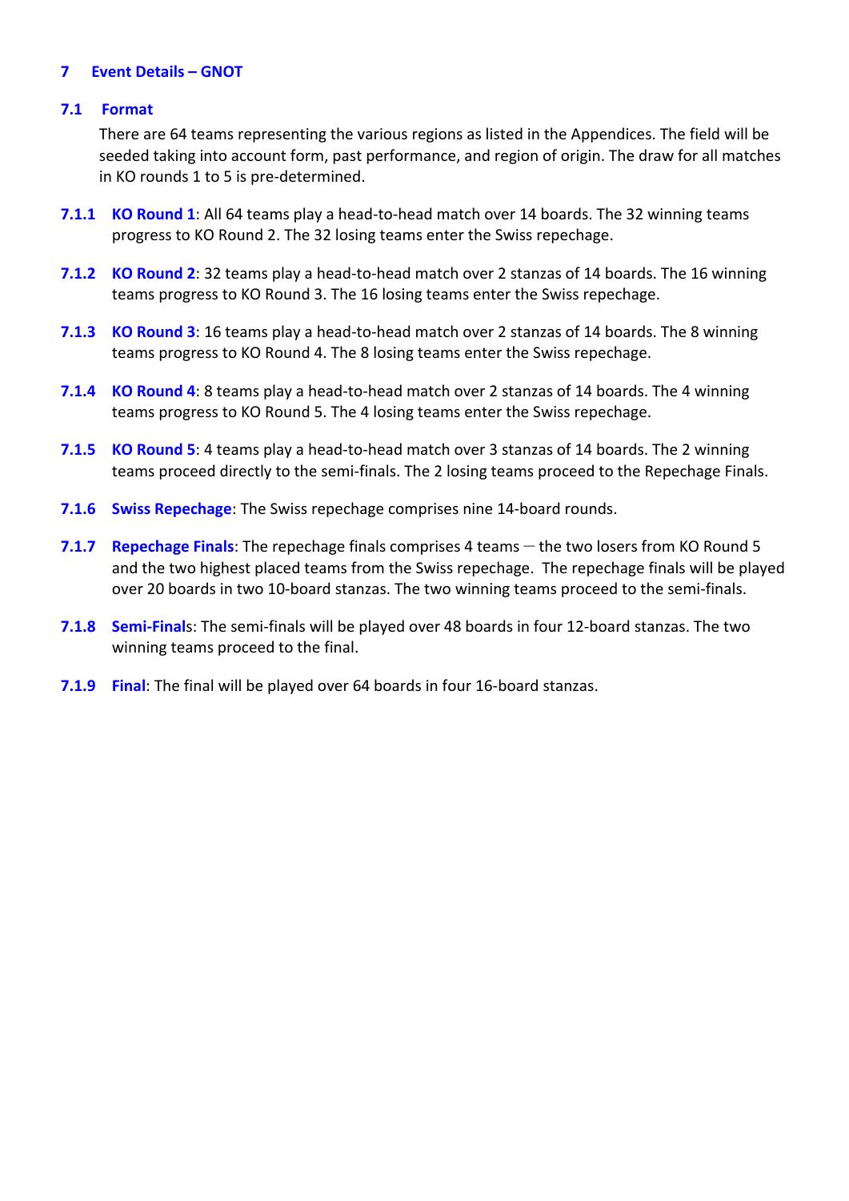# 7 Event Details – GNOT

## 7.1 Format

There are 64 teams representing the various regions as listed in the Appendices. The field will be seeded taking into account form, past performance, and region of origin. The draw for all matches in KO rounds 1 to 5 is pre-determined.

**7.1.1** **KO Round 1**: All 64 teams play a head-to-head match over 14 boards. The 32 winning teams progress to KO Round 2. The 32 losing teams enter the Swiss repechage.

**7.1.2** **KO Round 2**: 32 teams play a head-to-head match over 2 stanzas of 14 boards. The 16 winning teams progress to KO Round 3. The 16 losing teams enter the Swiss repechage.

**7.1.3** **KO Round 3**: 16 teams play a head-to-head match over 2 stanzas of 14 boards. The 8 winning teams progress to KO Round 4. The 8 losing teams enter the Swiss repechage.

**7.1.4** **KO Round 4**: 8 teams play a head-to-head match over 2 stanzas of 14 boards. The 4 winning teams progress to KO Round 5. The 4 losing teams enter the Swiss repechage.

**7.1.5** **KO Round 5**: 4 teams play a head-to-head match over 3 stanzas of 14 boards. The 2 winning teams proceed directly to the semi-finals. The 2 losing teams proceed to the Repechage Finals.

**7.1.6** **Swiss Repechage**: The Swiss repechage comprises nine 14-board rounds.

**7.1.7** **Repechage Finals**: The repechage finals comprises 4 teams – the two losers from KO Round 5 and the two highest placed teams from the Swiss repechage. The repechage finals will be played over 20 boards in two 10-board stanzas. The two winning teams proceed to the semi-finals.

**7.1.8** **Semi-Finals**: The semi-finals will be played over 48 boards in four 12-board stanzas. The two winning teams proceed to the final.

**7.1.9** **Final**: The final will be played over 64 boards in four 16-board stanzas.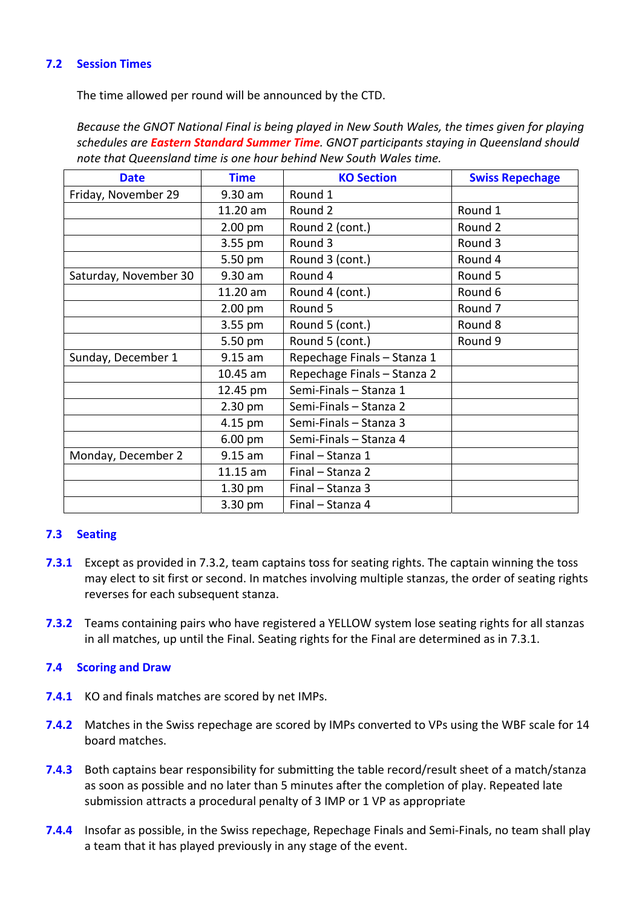## 7.2 Session Times

The time allowed per round will be announced by the CTD.

*Because the GNOT National Final is being played in New South Wales, the times given for playing schedules are **Eastern Standard Summer Time**. GNOT participants staying in Queensland should note that Queensland time is one hour behind New South Wales time.*

| Date | Time | KO Section | Swiss Repechage |
|---|---|---|---|
| Friday, November 29 | 9.30 am | Round 1 | |
| | 11.20 am | Round 2 | Round 1 |
| | 2.00 pm | Round 2 (cont.) | Round 2 |
| | 3.55 pm | Round 3 | Round 3 |
| | 5.50 pm | Round 3 (cont.) | Round 4 |
| Saturday, November 30 | 9.30 am | Round 4 | Round 5 |
| | 11.20 am | Round 4 (cont.) | Round 6 |
| | 2.00 pm | Round 5 | Round 7 |
| | 3.55 pm | Round 5 (cont.) | Round 8 |
| | 5.50 pm | Round 5 (cont.) | Round 9 |
| Sunday, December 1 | 9.15 am | Repechage Finals – Stanza 1 | |
| | 10.45 am | Repechage Finals – Stanza 2 | |
| | 12.45 pm | Semi-Finals – Stanza 1 | |
| | 2.30 pm | Semi-Finals – Stanza 2 | |
| | 4.15 pm | Semi-Finals – Stanza 3 | |
| | 6.00 pm | Semi-Finals – Stanza 4 | |
| Monday, December 2 | 9.15 am | Final – Stanza 1 | |
| | 11.15 am | Final – Stanza 2 | |
| | 1.30 pm | Final – Stanza 3 | |
| | 3.30 pm | Final – Stanza 4 | |

## 7.3 Seating

**7.3.1** Except as provided in 7.3.2, team captains toss for seating rights. The captain winning the toss may elect to sit first or second. In matches involving multiple stanzas, the order of seating rights reverses for each subsequent stanza.

**7.3.2** Teams containing pairs who have registered a YELLOW system lose seating rights for all stanzas in all matches, up until the Final. Seating rights for the Final are determined as in 7.3.1.

## 7.4 Scoring and Draw

**7.4.1** KO and finals matches are scored by net IMPs.

**7.4.2** Matches in the Swiss repechage are scored by IMPs converted to VPs using the WBF scale for 14 board matches.

**7.4.3** Both captains bear responsibility for submitting the table record/result sheet of a match/stanza as soon as possible and no later than 5 minutes after the completion of play. Repeated late submission attracts a procedural penalty of 3 IMP or 1 VP as appropriate

**7.4.4** Insofar as possible, in the Swiss repechage, Repechage Finals and Semi-Finals, no team shall play a team that it has played previously in any stage of the event.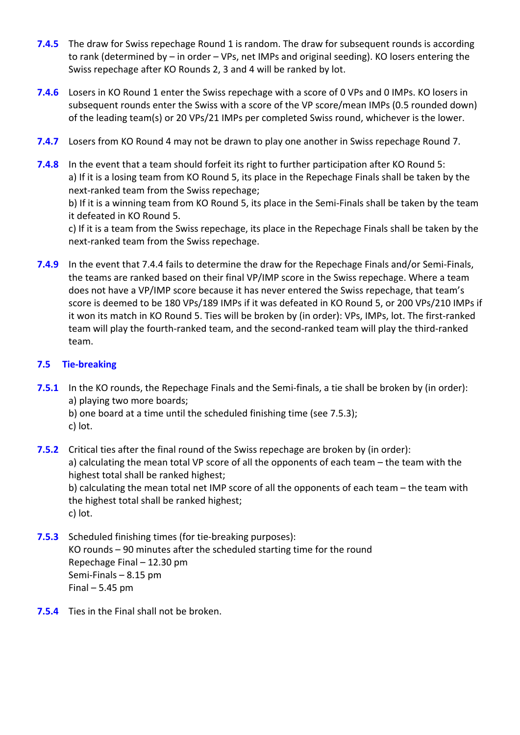**7.4.5** The draw for Swiss repechage Round 1 is random. The draw for subsequent rounds is according to rank (determined by – in order – VPs, net IMPs and original seeding). KO losers entering the Swiss repechage after KO Rounds 2, 3 and 4 will be ranked by lot.

**7.4.6** Losers in KO Round 1 enter the Swiss repechage with a score of 0 VPs and 0 IMPs. KO losers in subsequent rounds enter the Swiss with a score of the VP score/mean IMPs (0.5 rounded down) of the leading team(s) or 20 VPs/21 IMPs per completed Swiss round, whichever is the lower.

**7.4.7** Losers from KO Round 4 may not be drawn to play one another in Swiss repechage Round 7.

**7.4.8** In the event that a team should forfeit its right to further participation after KO Round 5:
a) If it is a losing team from KO Round 5, its place in the Repechage Finals shall be taken by the next-ranked team from the Swiss repechage;
b) If it is a winning team from KO Round 5, its place in the Semi-Finals shall be taken by the team it defeated in KO Round 5.
c) If it is a team from the Swiss repechage, its place in the Repechage Finals shall be taken by the next-ranked team from the Swiss repechage.

**7.4.9** In the event that 7.4.4 fails to determine the draw for the Repechage Finals and/or Semi-Finals, the teams are ranked based on their final VP/IMP score in the Swiss repechage. Where a team does not have a VP/IMP score because it has never entered the Swiss repechage, that team's score is deemed to be 180 VPs/189 IMPs if it was defeated in KO Round 5, or 200 VPs/210 IMPs if it won its match in KO Round 5. Ties will be broken by (in order): VPs, IMPs, lot. The first-ranked team will play the fourth-ranked team, and the second-ranked team will play the third-ranked team.

## 7.5 Tie-breaking

**7.5.1** In the KO rounds, the Repechage Finals and the Semi-finals, a tie shall be broken by (in order):
a) playing two more boards;
b) one board at a time until the scheduled finishing time (see 7.5.3);
c) lot.

**7.5.2** Critical ties after the final round of the Swiss repechage are broken by (in order):
a) calculating the mean total VP score of all the opponents of each team – the team with the highest total shall be ranked highest;
b) calculating the mean total net IMP score of all the opponents of each team – the team with the highest total shall be ranked highest;
c) lot.

**7.5.3** Scheduled finishing times (for tie-breaking purposes):
KO rounds – 90 minutes after the scheduled starting time for the round
Repechage Final – 12.30 pm
Semi-Finals – 8.15 pm
Final – 5.45 pm

**7.5.4** Ties in the Final shall not be broken.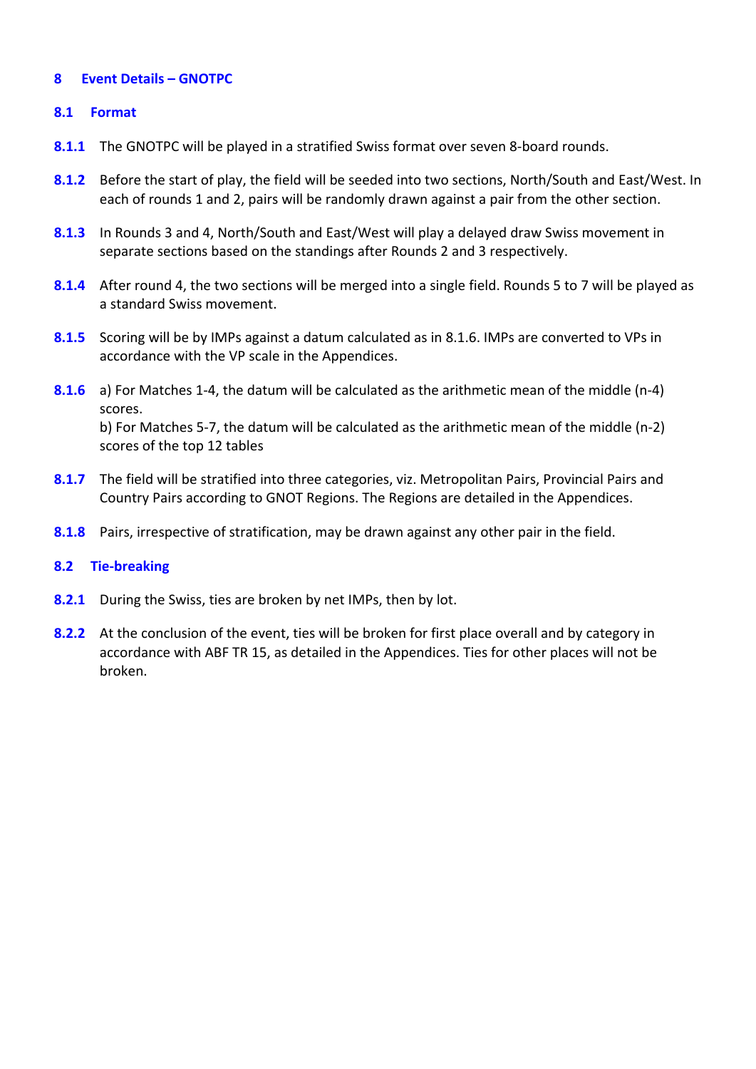## 8 Event Details – GNOTPC

### 8.1 Format

**8.1.1** The GNOTPC will be played in a stratified Swiss format over seven 8-board rounds.

**8.1.2** Before the start of play, the field will be seeded into two sections, North/South and East/West. In each of rounds 1 and 2, pairs will be randomly drawn against a pair from the other section.

**8.1.3** In Rounds 3 and 4, North/South and East/West will play a delayed draw Swiss movement in separate sections based on the standings after Rounds 2 and 3 respectively.

**8.1.4** After round 4, the two sections will be merged into a single field. Rounds 5 to 7 will be played as a standard Swiss movement.

**8.1.5** Scoring will be by IMPs against a datum calculated as in 8.1.6. IMPs are converted to VPs in accordance with the VP scale in the Appendices.

**8.1.6** a) For Matches 1-4, the datum will be calculated as the arithmetic mean of the middle (n-4) scores.
b) For Matches 5-7, the datum will be calculated as the arithmetic mean of the middle (n-2) scores of the top 12 tables

**8.1.7** The field will be stratified into three categories, viz. Metropolitan Pairs, Provincial Pairs and Country Pairs according to GNOT Regions. The Regions are detailed in the Appendices.

**8.1.8** Pairs, irrespective of stratification, may be drawn against any other pair in the field.

### 8.2 Tie-breaking

**8.2.1** During the Swiss, ties are broken by net IMPs, then by lot.

**8.2.2** At the conclusion of the event, ties will be broken for first place overall and by category in accordance with ABF TR 15, as detailed in the Appendices. Ties for other places will not be broken.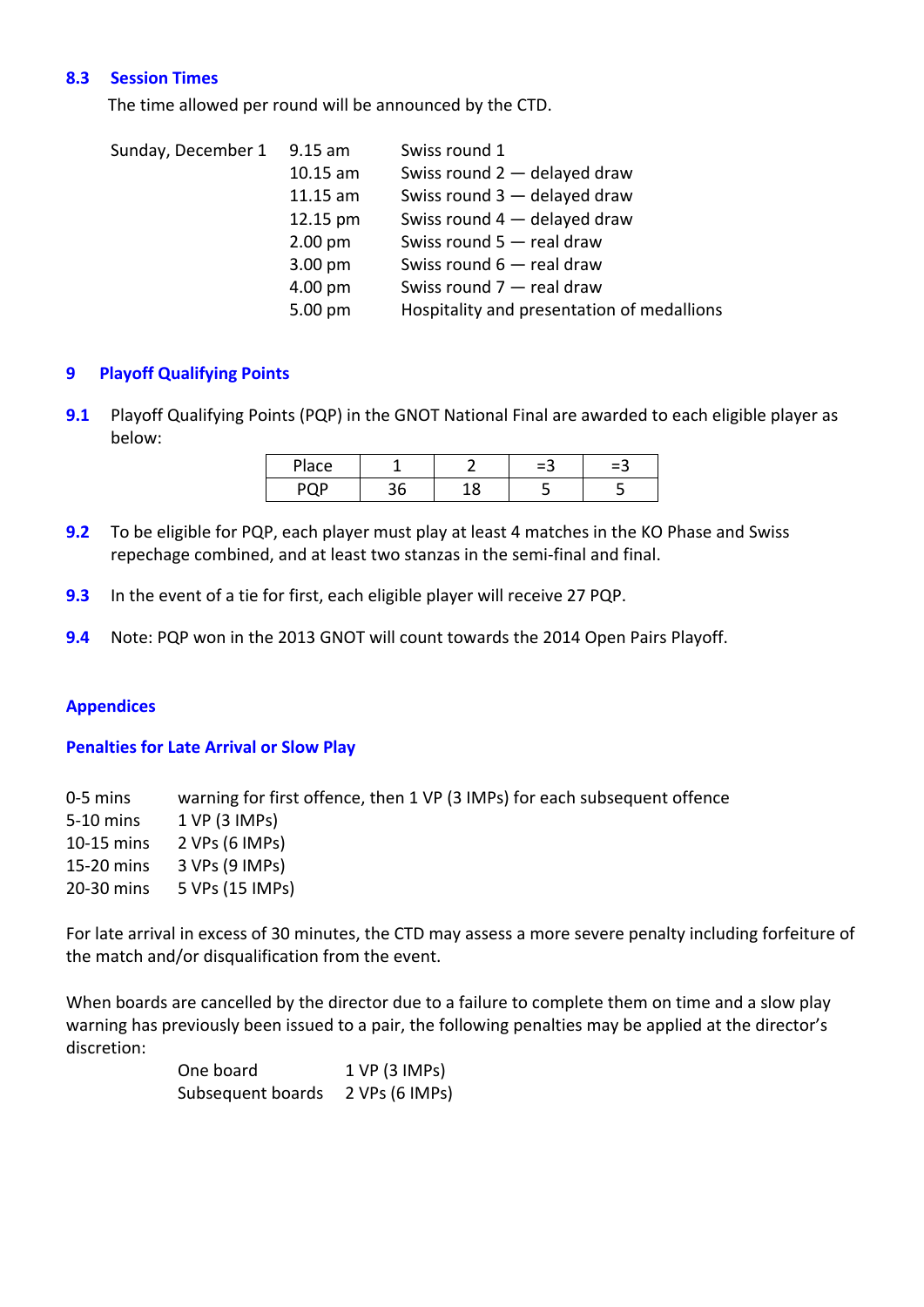### 8.3 Session Times

The time allowed per round will be announced by the CTD.

| | | |
|---|---|---|
| Sunday, December 1 | 9.15 am | Swiss round 1 |
| | 10.15 am | Swiss round 2 — delayed draw |
| | 11.15 am | Swiss round 3 — delayed draw |
| | 12.15 pm | Swiss round 4 — delayed draw |
| | 2.00 pm | Swiss round 5 — real draw |
| | 3.00 pm | Swiss round 6 — real draw |
| | 4.00 pm | Swiss round 7 — real draw |
| | 5.00 pm | Hospitality and presentation of medallions |

## 9 Playoff Qualifying Points

**9.1** Playoff Qualifying Points (PQP) in the GNOT National Final are awarded to each eligible player as below:

| Place | 1 | 2 | =3 | =3 |
|---|---|---|---|---|
| PQP | 36 | 18 | 5 | 5 |

**9.2** To be eligible for PQP, each player must play at least 4 matches in the KO Phase and Swiss repechage combined, and at least two stanzas in the semi-final and final.

**9.3** In the event of a tie for first, each eligible player will receive 27 PQP.

**9.4** Note: PQP won in the 2013 GNOT will count towards the 2014 Open Pairs Playoff.

## Appendices

### Penalties for Late Arrival or Slow Play

| | |
|---|---|
| 0-5 mins | warning for first offence, then 1 VP (3 IMPs) for each subsequent offence |
| 5-10 mins | 1 VP (3 IMPs) |
| 10-15 mins | 2 VPs (6 IMPs) |
| 15-20 mins | 3 VPs (9 IMPs) |
| 20-30 mins | 5 VPs (15 IMPs) |

For late arrival in excess of 30 minutes, the CTD may assess a more severe penalty including forfeiture of the match and/or disqualification from the event.

When boards are cancelled by the director due to a failure to complete them on time and a slow play warning has previously been issued to a pair, the following penalties may be applied at the director's discretion:

| | |
|---|---|
| One board | 1 VP (3 IMPs) |
| Subsequent boards | 2 VPs (6 IMPs) |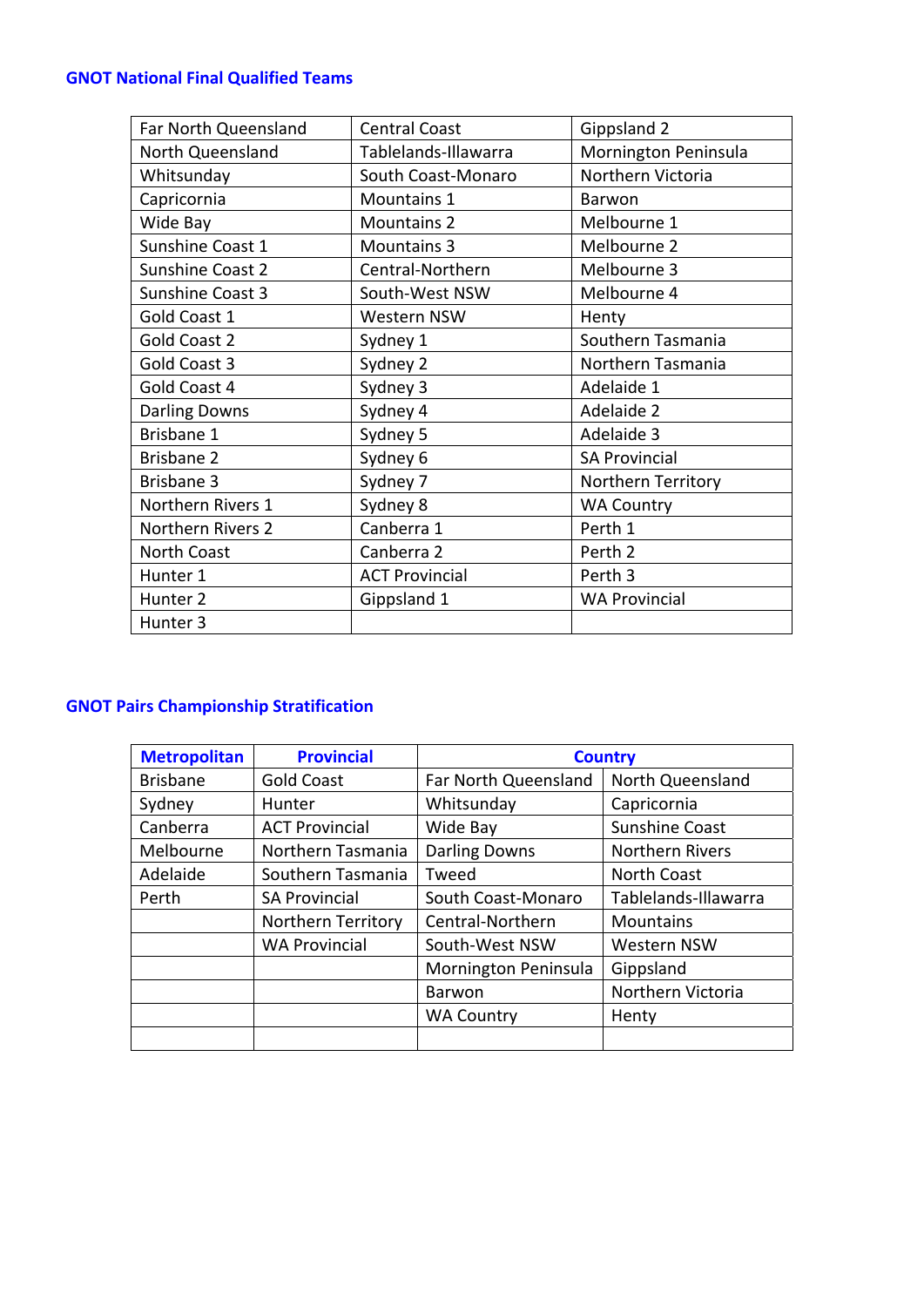### GNOT National Final Qualified Teams

| | | |
|---|---|---|
| Far North Queensland | Central Coast | Gippsland 2 |
| North Queensland | Tablelands-Illawarra | Mornington Peninsula |
| Whitsunday | South Coast-Monaro | Northern Victoria |
| Capricornia | Mountains 1 | Barwon |
| Wide Bay | Mountains 2 | Melbourne 1 |
| Sunshine Coast 1 | Mountains 3 | Melbourne 2 |
| Sunshine Coast 2 | Central-Northern | Melbourne 3 |
| Sunshine Coast 3 | South-West NSW | Melbourne 4 |
| Gold Coast 1 | Western NSW | Henty |
| Gold Coast 2 | Sydney 1 | Southern Tasmania |
| Gold Coast 3 | Sydney 2 | Northern Tasmania |
| Gold Coast 4 | Sydney 3 | Adelaide 1 |
| Darling Downs | Sydney 4 | Adelaide 2 |
| Brisbane 1 | Sydney 5 | Adelaide 3 |
| Brisbane 2 | Sydney 6 | SA Provincial |
| Brisbane 3 | Sydney 7 | Northern Territory |
| Northern Rivers 1 | Sydney 8 | WA Country |
| Northern Rivers 2 | Canberra 1 | Perth 1 |
| North Coast | Canberra 2 | Perth 2 |
| Hunter 1 | ACT Provincial | Perth 3 |
| Hunter 2 | Gippsland 1 | WA Provincial |
| Hunter 3 | | |

### GNOT Pairs Championship Stratification

| Metropolitan | Provincial | Country | |
|---|---|---|---|
| Brisbane | Gold Coast | Far North Queensland | North Queensland |
| Sydney | Hunter | Whitsunday | Capricornia |
| Canberra | ACT Provincial | Wide Bay | Sunshine Coast |
| Melbourne | Northern Tasmania | Darling Downs | Northern Rivers |
| Adelaide | Southern Tasmania | Tweed | North Coast |
| Perth | SA Provincial | South Coast-Monaro | Tablelands-Illawarra |
| | Northern Territory | Central-Northern | Mountains |
| | WA Provincial | South-West NSW | Western NSW |
| | | Mornington Peninsula | Gippsland |
| | | Barwon | Northern Victoria |
| | | WA Country | Henty |
| | | | |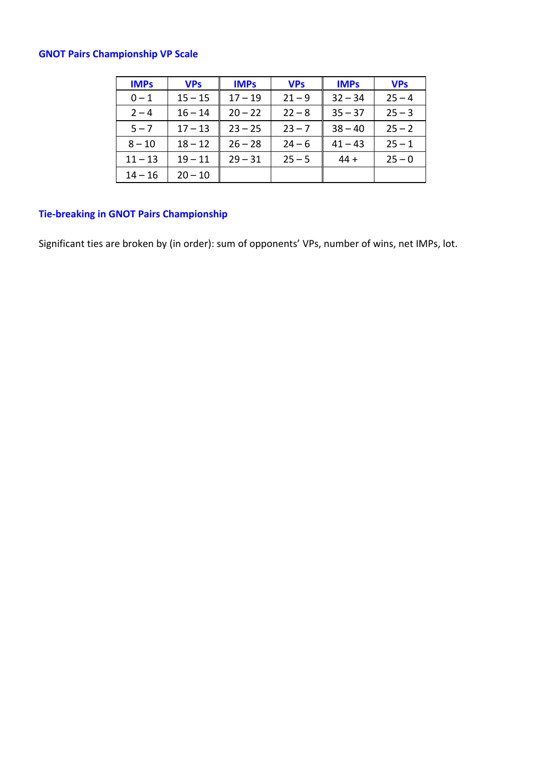### GNOT Pairs Championship VP Scale

| IMPs | VPs | IMPs | VPs | IMPs | VPs |
|---|---|---|---|---|---|
| 0 – 1 | 15 – 15 | 17 – 19 | 21 – 9 | 32 – 34 | 25 – 4 |
| 2 – 4 | 16 – 14 | 20 – 22 | 22 – 8 | 35 – 37 | 25 – 3 |
| 5 – 7 | 17 – 13 | 23 – 25 | 23 – 7 | 38 – 40 | 25 – 2 |
| 8 – 10 | 18 – 12 | 26 – 28 | 24 – 6 | 41 – 43 | 25 – 1 |
| 11 – 13 | 19 – 11 | 29 – 31 | 25 – 5 | 44 + | 25 – 0 |
| 14 – 16 | 20 – 10 | | | | |

### Tie-breaking in GNOT Pairs Championship

Significant ties are broken by (in order): sum of opponents' VPs, number of wins, net IMPs, lot.